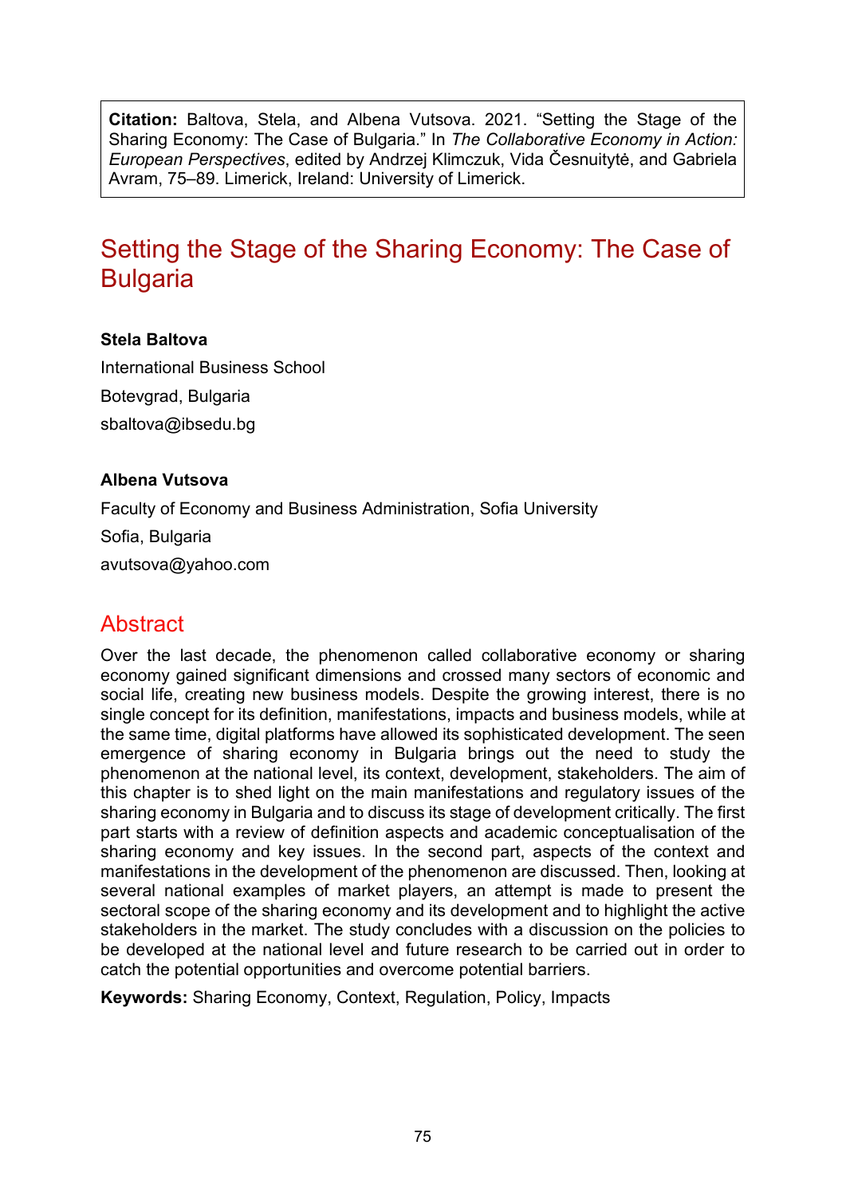**Citation:** Baltova, Stela, and Albena Vutsova. 2021. "Setting the Stage of the Sharing Economy: The Case of Bulgaria." In *The Collaborative Economy in Action: European Perspectives*, edited by Andrzej Klimczuk, Vida Česnuitytė, and Gabriela Avram, 75–89. Limerick, Ireland: University of Limerick.

# Setting the Stage of the Sharing Economy: The Case of Bulgaria

**Stela Baltova**

International Business School

Botevgrad, Bulgaria

sbaltova@ibsedu.bg

**Albena Vutsova**

Faculty of Economy and Business Administration, Sofia University

Sofia, Bulgaria

avutsova@yahoo.com

## Abstract

Over the last decade, the phenomenon called collaborative economy or sharing economy gained significant dimensions and crossed many sectors of economic and social life, creating new business models. Despite the growing interest, there is no single concept for its definition, manifestations, impacts and business models, while at the same time, digital platforms have allowed its sophisticated development. The seen emergence of sharing economy in Bulgaria brings out the need to study the phenomenon at the national level, its context, development, stakeholders. The aim of this chapter is to shed light on the main manifestations and regulatory issues of the sharing economy in Bulgaria and to discuss its stage of development critically. The first part starts with a review of definition aspects and academic conceptualisation of the sharing economy and key issues. In the second part, aspects of the context and manifestations in the development of the phenomenon are discussed. Then, looking at several national examples of market players, an attempt is made to present the sectoral scope of the sharing economy and its development and to highlight the active stakeholders in the market. The study concludes with a discussion on the policies to be developed at the national level and future research to be carried out in order to catch the potential opportunities and overcome potential barriers.

**Keywords:** Sharing Economy, Context, Regulation, Policy, Impacts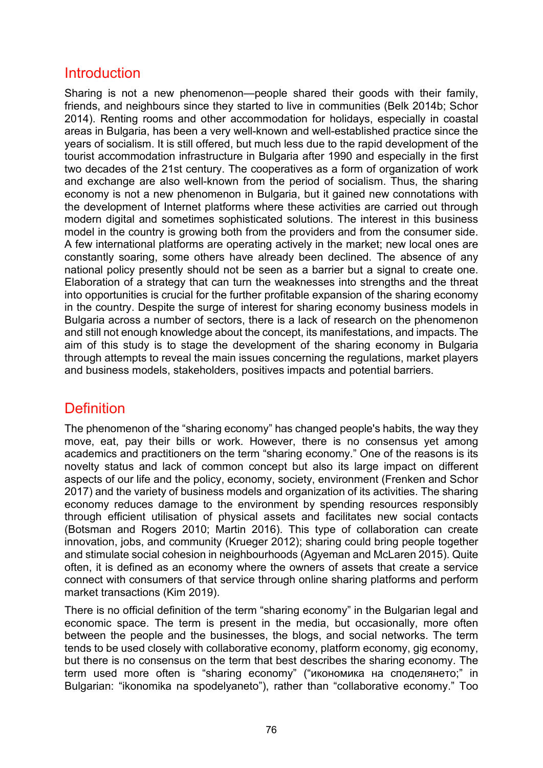## Introduction

Sharing is not a new phenomenon—people shared their goods with their family, friends, and neighbours since they started to live in communities (Belk 2014b; Schor 2014). Renting rooms and other accommodation for holidays, especially in coastal areas in Bulgaria, has been a very well-known and well-established practice since the years of socialism. It is still offered, but much less due to the rapid development of the tourist accommodation infrastructure in Bulgaria after 1990 and especially in the first two decades of the 21st century. The cooperatives as a form of organization of work and exchange are also well-known from the period of socialism. Thus, the sharing economy is not a new phenomenon in Bulgaria, but it gained new connotations with the development of Internet platforms where these activities are carried out through modern digital and sometimes sophisticated solutions. The interest in this business model in the country is growing both from the providers and from the consumer side. A few international platforms are operating actively in the market; new local ones are constantly soaring, some others have already been declined. The absence of any national policy presently should not be seen as a barrier but a signal to create one. Elaboration of a strategy that can turn the weaknesses into strengths and the threat into opportunities is crucial for the further profitable expansion of the sharing economy in the country. Despite the surge of interest for sharing economy business models in Bulgaria across a number of sectors, there is a lack of research on the phenomenon and still not enough knowledge about the concept, its manifestations, and impacts. The aim of this study is to stage the development of the sharing economy in Bulgaria through attempts to reveal the main issues concerning the regulations, market players and business models, stakeholders, positives impacts and potential barriers.

## Definition

The phenomenon of the "sharing economy" has changed people's habits, the way they move, eat, pay their bills or work. However, there is no consensus yet among academics and practitioners on the term "sharing economy." One of the reasons is its novelty status and lack of common concept but also its large impact on different aspects of our life and the policy, economy, society, environment (Frenken and Schor 2017) and the variety of business models and organization of its activities. The sharing economy reduces damage to the environment by spending resources responsibly through efficient utilisation of physical assets and facilitates new social contacts (Botsman and Rogers 2010; Martin 2016). This type of collaboration can create innovation, jobs, and community (Krueger 2012); sharing could bring people together and stimulate social cohesion in neighbourhoods (Agyeman and McLaren 2015). Quite often, it is defined as an economy where the owners of assets that create a service connect with consumers of that service through online sharing platforms and perform market transactions (Kim 2019).

There is no official definition of the term "sharing economy" in the Bulgarian legal and economic space. The term is present in the media, but occasionally, more often between the people and the businesses, the blogs, and social networks. The term tends to be used closely with collaborative economy, platform economy, gig economy, but there is no consensus on the term that best describes the sharing economy. The term used more often is "sharing economy" ("икономика на споделянето;" in Bulgarian: "ikonomika na spodelyaneto"), rather than "collaborative economy." Too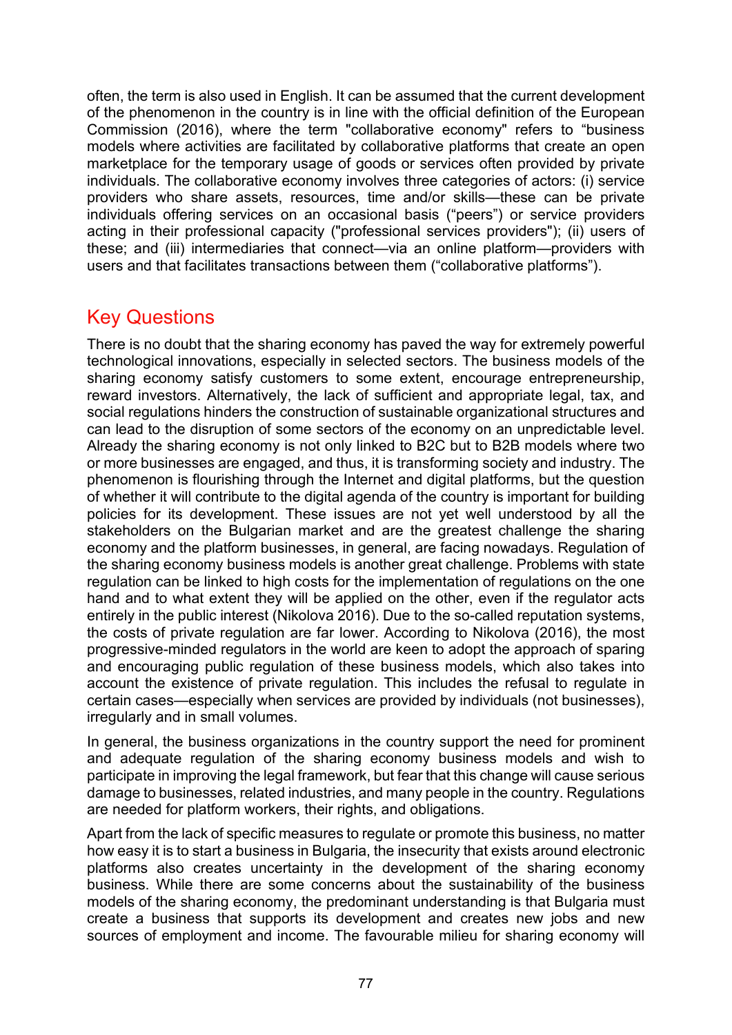often, the term is also used in English. It can be assumed that the current development of the phenomenon in the country is in line with the official definition of the European Commission (2016), where the term "collaborative economy" refers to "business models where activities are facilitated by collaborative platforms that create an open marketplace for the temporary usage of goods or services often provided by private individuals. The collaborative economy involves three categories of actors: (i) service providers who share assets, resources, time and/or skills—these can be private individuals offering services on an occasional basis ("peers") or service providers acting in their professional capacity ("professional services providers"); (ii) users of these; and (iii) intermediaries that connect—via an online platform—providers with users and that facilitates transactions between them ("collaborative platforms").

## Key Questions

There is no doubt that the sharing economy has paved the way for extremely powerful technological innovations, especially in selected sectors. The business models of the sharing economy satisfy customers to some extent, encourage entrepreneurship, reward investors. Alternatively, the lack of sufficient and appropriate legal, tax, and social regulations hinders the construction of sustainable organizational structures and can lead to the disruption of some sectors of the economy on an unpredictable level. Already the sharing economy is not only linked to B2C but to B2B models where two or more businesses are engaged, and thus, it is transforming society and industry. The phenomenon is flourishing through the Internet and digital platforms, but the question of whether it will contribute to the digital agenda of the country is important for building policies for its development. These issues are not yet well understood by all the stakeholders on the Bulgarian market and are the greatest challenge the sharing economy and the platform businesses, in general, are facing nowadays. Regulation of the sharing economy business models is another great challenge. Problems with state regulation can be linked to high costs for the implementation of regulations on the one hand and to what extent they will be applied on the other, even if the regulator acts entirely in the public interest (Nikolova 2016). Due to the so-called reputation systems, the costs of private regulation are far lower. According to Nikolova (2016), the most progressive-minded regulators in the world are keen to adopt the approach of sparing and encouraging public regulation of these business models, which also takes into account the existence of private regulation. This includes the refusal to regulate in certain cases—especially when services are provided by individuals (not businesses), irregularly and in small volumes.

In general, the business organizations in the country support the need for prominent and adequate regulation of the sharing economy business models and wish to participate in improving the legal framework, but fear that this change will cause serious damage to businesses, related industries, and many people in the country. Regulations are needed for platform workers, their rights, and obligations.

Apart from the lack of specific measures to regulate or promote this business, no matter how easy it is to start a business in Bulgaria, the insecurity that exists around electronic platforms also creates uncertainty in the development of the sharing economy business. While there are some concerns about the sustainability of the business models of the sharing economy, the predominant understanding is that Bulgaria must create a business that supports its development and creates new jobs and new sources of employment and income. The favourable milieu for sharing economy will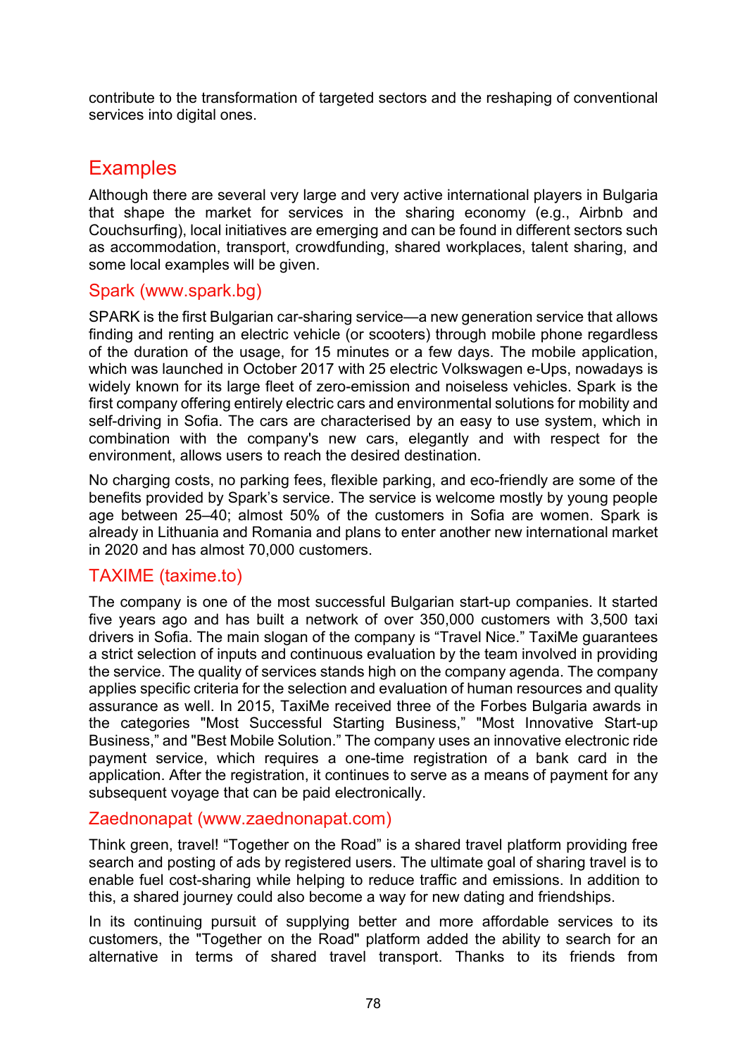contribute to the transformation of targeted sectors and the reshaping of conventional services into digital ones.

## Examples

Although there are several very large and very active international players in Bulgaria that shape the market for services in the sharing economy (e.g., Airbnb and Couchsurfing), local initiatives are emerging and can be found in different sectors such as accommodation, transport, crowdfunding, shared workplaces, talent sharing, and some local examples will be given.

### Spark (www.spark.bg)

SPARK is the first Bulgarian car-sharing service—a new generation service that allows finding and renting an electric vehicle (or scooters) through mobile phone regardless of the duration of the usage, for 15 minutes or a few days. The mobile application, which was launched in October 2017 with 25 electric Volkswagen e-Ups, nowadays is widely known for its large fleet of zero-emission and noiseless vehicles. Spark is the first company offering entirely electric cars and environmental solutions for mobility and self-driving in Sofia. The cars are characterised by an easy to use system, which in combination with the company's new cars, elegantly and with respect for the environment, allows users to reach the desired destination.

No charging costs, no parking fees, flexible parking, and eco-friendly are some of the benefits provided by Spark's service. The service is welcome mostly by young people age between 25–40; almost 50% of the customers in Sofia are women. Spark is already in Lithuania and Romania and plans to enter another new international market in 2020 and has almost 70,000 customers.

### TAXIME (taxime.to)

The company is one of the most successful Bulgarian start-up companies. It started five years ago and has built a network of over 350,000 customers with 3,500 taxi drivers in Sofia. The main slogan of the company is "Travel Nice." TaxiMe guarantees a strict selection of inputs and continuous evaluation by the team involved in providing the service. The quality of services stands high on the company agenda. The company applies specific criteria for the selection and evaluation of human resources and quality assurance as well. In 2015, TaxiMe received three of the Forbes Bulgaria awards in the categories "Most Successful Starting Business," "Most Innovative Start-up Business," and "Best Mobile Solution." The company uses an innovative electronic ride payment service, which requires a one-time registration of a bank card in the application. After the registration, it continues to serve as a means of payment for any subsequent voyage that can be paid electronically.

### Zaednonapat (www.zaednonapat.com)

Think green, travel! "Together on the Road" is a shared travel platform providing free search and posting of ads by registered users. The ultimate goal of sharing travel is to enable fuel cost-sharing while helping to reduce traffic and emissions. In addition to this, a shared journey could also become a way for new dating and friendships.

In its continuing pursuit of supplying better and more affordable services to its customers, the "Together on the Road" platform added the ability to search for an alternative in terms of shared travel transport. Thanks to its friends from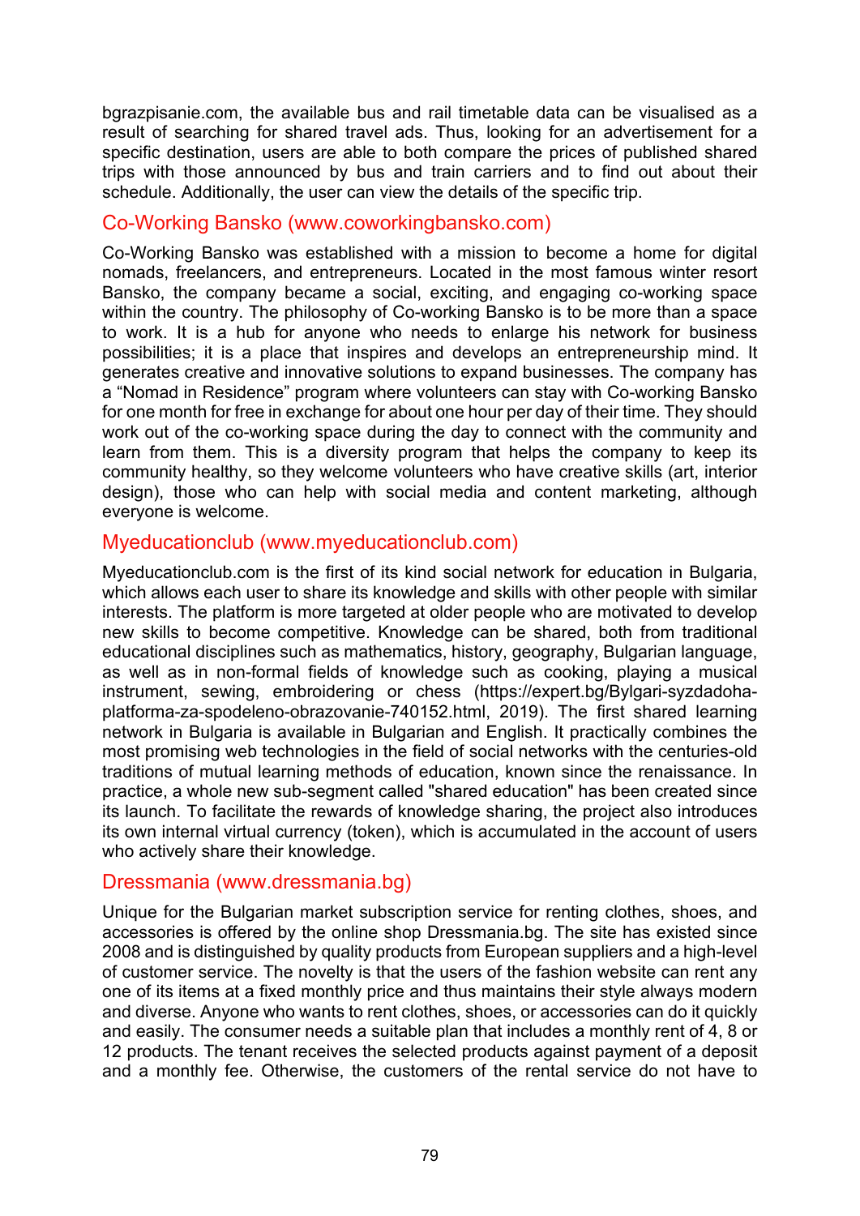bgrazpisanie.com, the available bus and rail timetable data can be visualised as a result of searching for shared travel ads. Thus, looking for an advertisement for a specific destination, users are able to both compare the prices of published shared trips with those announced by bus and train carriers and to find out about their schedule. Additionally, the user can view the details of the specific trip.

### Co-Working Bansko (www.coworkingbansko.com)

Co-Working Bansko was established with a mission to become a home for digital nomads, freelancers, and entrepreneurs. Located in the most famous winter resort Bansko, the company became a social, exciting, and engaging co-working space within the country. The philosophy of Co-working Bansko is to be more than a space to work. It is a hub for anyone who needs to enlarge his network for business possibilities; it is a place that inspires and develops an entrepreneurship mind. It generates creative and innovative solutions to expand businesses. The company has a "Nomad in Residence" program where volunteers can stay with Co-working Bansko for one month for free in exchange for about one hour per day of their time. They should work out of the co-working space during the day to connect with the community and learn from them. This is a diversity program that helps the company to keep its community healthy, so they welcome volunteers who have creative skills (art, interior design), those who can help with social media and content marketing, although everyone is welcome.

### Myeducationclub (www.myeducationclub.com)

Myeducationclub.com is the first of its kind social network for education in Bulgaria, which allows each user to share its knowledge and skills with other people with similar interests. The platform is more targeted at older people who are motivated to develop new skills to become competitive. Knowledge can be shared, both from traditional educational disciplines such as mathematics, history, geography, Bulgarian language, as well as in non-formal fields of knowledge such as cooking, playing a musical instrument, sewing, embroidering or chess (https://expert.bg/Bylgari-syzdadoha-platforma-za-spodeleno-obrazovanie-740152.html, 2019). The first shared learning network in Bulgaria is available in Bulgarian and English. It practically combines the most promising web technologies in the field of social networks with the centuries-old traditions of mutual learning methods of education, known since the renaissance. In practice, a whole new sub-segment called "shared education" has been created since its launch. To facilitate the rewards of knowledge sharing, the project also introduces its own internal virtual currency (token), which is accumulated in the account of users who actively share their knowledge.

### Dressmania (www.dressmania.bg)

Unique for the Bulgarian market subscription service for renting clothes, shoes, and accessories is offered by the online shop Dressmania.bg. The site has existed since 2008 and is distinguished by quality products from European suppliers and a high-level of customer service. The novelty is that the users of the fashion website can rent any one of its items at a fixed monthly price and thus maintains their style always modern and diverse. Anyone who wants to rent clothes, shoes, or accessories can do it quickly and easily. The consumer needs a suitable plan that includes a monthly rent of 4, 8 or 12 products. The tenant receives the selected products against payment of a deposit and a monthly fee. Otherwise, the customers of the rental service do not have to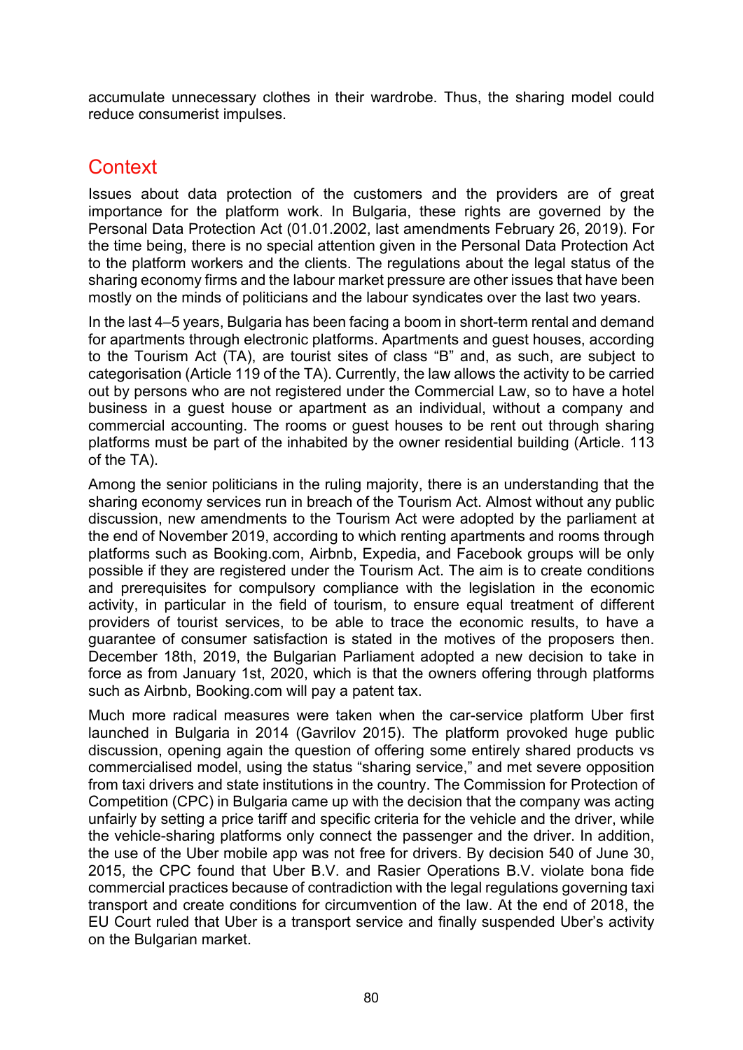accumulate unnecessary clothes in their wardrobe. Thus, the sharing model could reduce consumerist impulses.

## Context

Issues about data protection of the customers and the providers are of great importance for the platform work. In Bulgaria, these rights are governed by the Personal Data Protection Act (01.01.2002, last amendments February 26, 2019). For the time being, there is no special attention given in the Personal Data Protection Act to the platform workers and the clients. The regulations about the legal status of the sharing economy firms and the labour market pressure are other issues that have been mostly on the minds of politicians and the labour syndicates over the last two years.

In the last 4–5 years, Bulgaria has been facing a boom in short-term rental and demand for apartments through electronic platforms. Apartments and guest houses, according to the Tourism Act (TA), are tourist sites of class "B" and, as such, are subject to categorisation (Article 119 of the TA). Currently, the law allows the activity to be carried out by persons who are not registered under the Commercial Law, so to have a hotel business in a guest house or apartment as an individual, without a company and commercial accounting. The rooms or guest houses to be rent out through sharing platforms must be part of the inhabited by the owner residential building (Article. 113 of the TA).

Among the senior politicians in the ruling majority, there is an understanding that the sharing economy services run in breach of the Tourism Act. Almost without any public discussion, new amendments to the Tourism Act were adopted by the parliament at the end of November 2019, according to which renting apartments and rooms through platforms such as Booking.com, Airbnb, Expedia, and Facebook groups will be only possible if they are registered under the Tourism Act. The aim is to create conditions and prerequisites for compulsory compliance with the legislation in the economic activity, in particular in the field of tourism, to ensure equal treatment of different providers of tourist services, to be able to trace the economic results, to have a guarantee of consumer satisfaction is stated in the motives of the proposers then. December 18th, 2019, the Bulgarian Parliament adopted a new decision to take in force as from January 1st, 2020, which is that the owners offering through platforms such as Airbnb, Booking.com will pay a patent tax.

Much more radical measures were taken when the car-service platform Uber first launched in Bulgaria in 2014 (Gavrilov 2015). The platform provoked huge public discussion, opening again the question of offering some entirely shared products vs commercialised model, using the status "sharing service," and met severe opposition from taxi drivers and state institutions in the country. The Commission for Protection of Competition (CPC) in Bulgaria came up with the decision that the company was acting unfairly by setting a price tariff and specific criteria for the vehicle and the driver, while the vehicle-sharing platforms only connect the passenger and the driver. In addition, the use of the Uber mobile app was not free for drivers. By decision 540 of June 30, 2015, the CPC found that Uber B.V. and Rasier Operations B.V. violate bona fide commercial practices because of contradiction with the legal regulations governing taxi transport and create conditions for circumvention of the law. At the end of 2018, the EU Court ruled that Uber is a transport service and finally suspended Uber's activity on the Bulgarian market.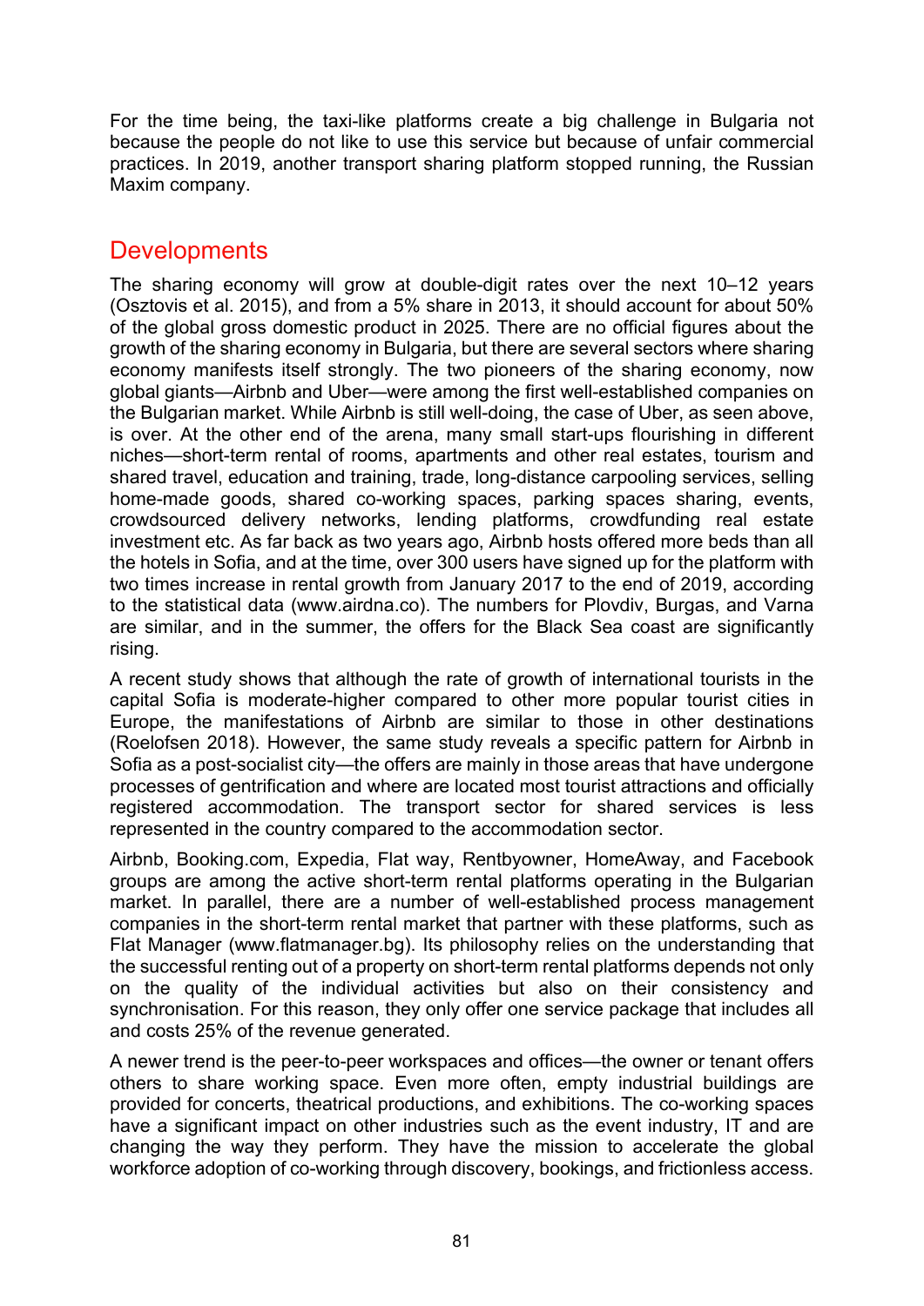For the time being, the taxi-like platforms create a big challenge in Bulgaria not because the people do not like to use this service but because of unfair commercial practices. In 2019, another transport sharing platform stopped running, the Russian Maxim company.

## Developments

The sharing economy will grow at double-digit rates over the next 10–12 years (Osztovis et al. 2015), and from a 5% share in 2013, it should account for about 50% of the global gross domestic product in 2025. There are no official figures about the growth of the sharing economy in Bulgaria, but there are several sectors where sharing economy manifests itself strongly. The two pioneers of the sharing economy, now global giants—Airbnb and Uber—were among the first well-established companies on the Bulgarian market. While Airbnb is still well-doing, the case of Uber, as seen above, is over. At the other end of the arena, many small start-ups flourishing in different niches—short-term rental of rooms, apartments and other real estates, tourism and shared travel, education and training, trade, long-distance carpooling services, selling home-made goods, shared co-working spaces, parking spaces sharing, events, crowdsourced delivery networks, lending platforms, crowdfunding real estate investment etc. As far back as two years ago, Airbnb hosts offered more beds than all the hotels in Sofia, and at the time, over 300 users have signed up for the platform with two times increase in rental growth from January 2017 to the end of 2019, according to the statistical data (www.airdna.co). The numbers for Plovdiv, Burgas, and Varna are similar, and in the summer, the offers for the Black Sea coast are significantly rising.

A recent study shows that although the rate of growth of international tourists in the capital Sofia is moderate-higher compared to other more popular tourist cities in Europe, the manifestations of Airbnb are similar to those in other destinations (Roelofsen 2018). However, the same study reveals a specific pattern for Airbnb in Sofia as a post-socialist city—the offers are mainly in those areas that have undergone processes of gentrification and where are located most tourist attractions and officially registered accommodation. The transport sector for shared services is less represented in the country compared to the accommodation sector.

Airbnb, Booking.com, Expedia, Flat way, Rentbyowner, HomeAway, and Facebook groups are among the active short-term rental platforms operating in the Bulgarian market. In parallel, there are a number of well-established process management companies in the short-term rental market that partner with these platforms, such as Flat Manager (www.flatmanager.bg). Its philosophy relies on the understanding that the successful renting out of a property on short-term rental platforms depends not only on the quality of the individual activities but also on their consistency and synchronisation. For this reason, they only offer one service package that includes all and costs 25% of the revenue generated.

A newer trend is the peer-to-peer workspaces and offices—the owner or tenant offers others to share working space. Even more often, empty industrial buildings are provided for concerts, theatrical productions, and exhibitions. The co-working spaces have a significant impact on other industries such as the event industry, IT and are changing the way they perform. They have the mission to accelerate the global workforce adoption of co-working through discovery, bookings, and frictionless access.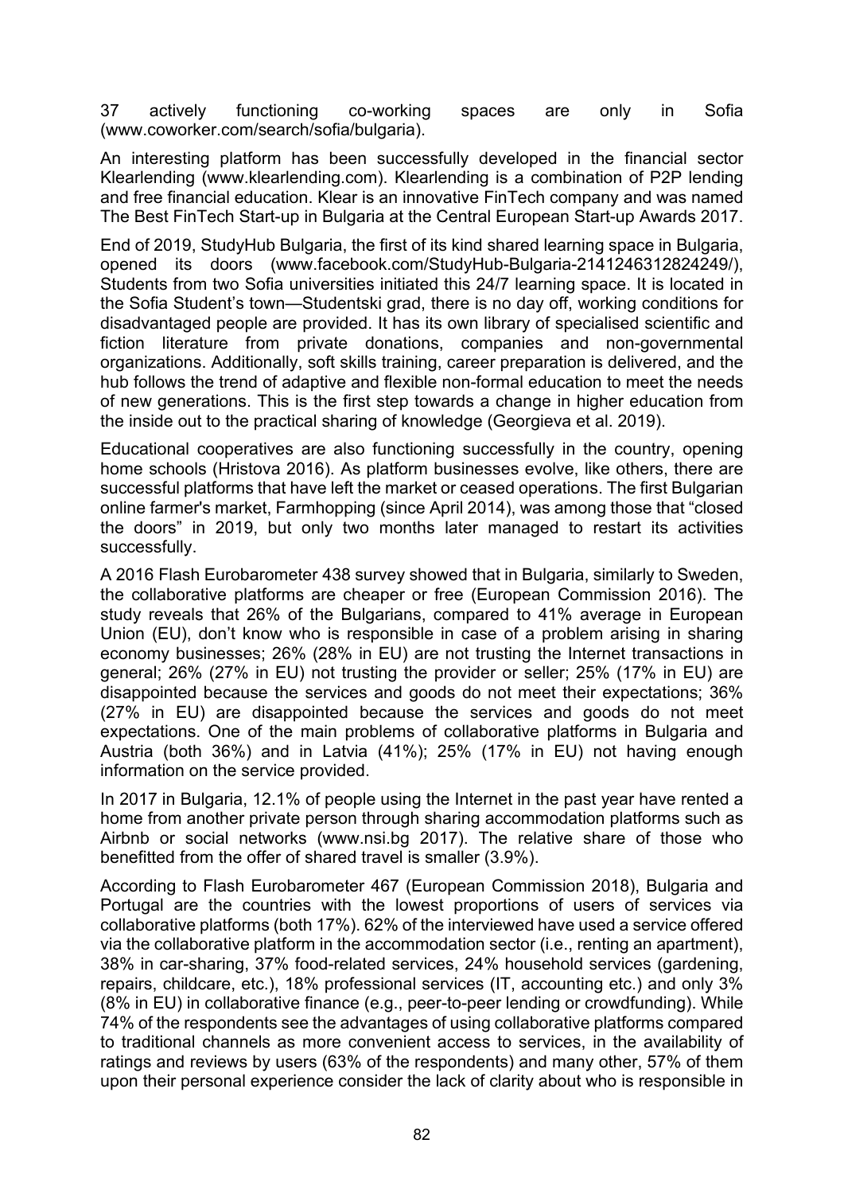37 actively functioning co-working spaces are only in Sofia (www.coworker.com/search/sofia/bulgaria).

An interesting platform has been successfully developed in the financial sector Klearlending (www.klearlending.com). Klearlending is a combination of P2P lending and free financial education. Klear is an innovative FinTech company and was named The Best FinTech Start-up in Bulgaria at the Central European Start-up Awards 2017.

End of 2019, StudyHub Bulgaria, the first of its kind shared learning space in Bulgaria, opened its doors (www.facebook.com/StudyHub-Bulgaria-2141246312824249/), Students from two Sofia universities initiated this 24/7 learning space. It is located in the Sofia Student's town—Studentski grad, there is no day off, working conditions for disadvantaged people are provided. It has its own library of specialised scientific and fiction literature from private donations, companies and non-governmental organizations. Additionally, soft skills training, career preparation is delivered, and the hub follows the trend of adaptive and flexible non-formal education to meet the needs of new generations. This is the first step towards a change in higher education from the inside out to the practical sharing of knowledge (Georgieva et al. 2019).

Educational cooperatives are also functioning successfully in the country, opening home schools (Hristova 2016). As platform businesses evolve, like others, there are successful platforms that have left the market or ceased operations. The first Bulgarian online farmer's market, Farmhopping (since April 2014), was among those that "closed the doors" in 2019, but only two months later managed to restart its activities successfully.

A 2016 Flash Eurobarometer 438 survey showed that in Bulgaria, similarly to Sweden, the collaborative platforms are cheaper or free (European Commission 2016). The study reveals that 26% of the Bulgarians, compared to 41% average in European Union (EU), don't know who is responsible in case of a problem arising in sharing economy businesses; 26% (28% in EU) are not trusting the Internet transactions in general; 26% (27% in EU) not trusting the provider or seller; 25% (17% in EU) are disappointed because the services and goods do not meet their expectations; 36% (27% in EU) are disappointed because the services and goods do not meet expectations. One of the main problems of collaborative platforms in Bulgaria and Austria (both 36%) and in Latvia (41%); 25% (17% in EU) not having enough information on the service provided.

In 2017 in Bulgaria, 12.1% of people using the Internet in the past year have rented a home from another private person through sharing accommodation platforms such as Airbnb or social networks (www.nsi.bg 2017). The relative share of those who benefitted from the offer of shared travel is smaller (3.9%).

According to Flash Eurobarometer 467 (European Commission 2018), Bulgaria and Portugal are the countries with the lowest proportions of users of services via collaborative platforms (both 17%). 62% of the interviewed have used a service offered via the collaborative platform in the accommodation sector (i.e., renting an apartment), 38% in car-sharing, 37% food-related services, 24% household services (gardening, repairs, childcare, etc.), 18% professional services (IT, accounting etc.) and only 3% (8% in EU) in collaborative finance (e.g., peer-to-peer lending or crowdfunding). While 74% of the respondents see the advantages of using collaborative platforms compared to traditional channels as more convenient access to services, in the availability of ratings and reviews by users (63% of the respondents) and many other, 57% of them upon their personal experience consider the lack of clarity about who is responsible in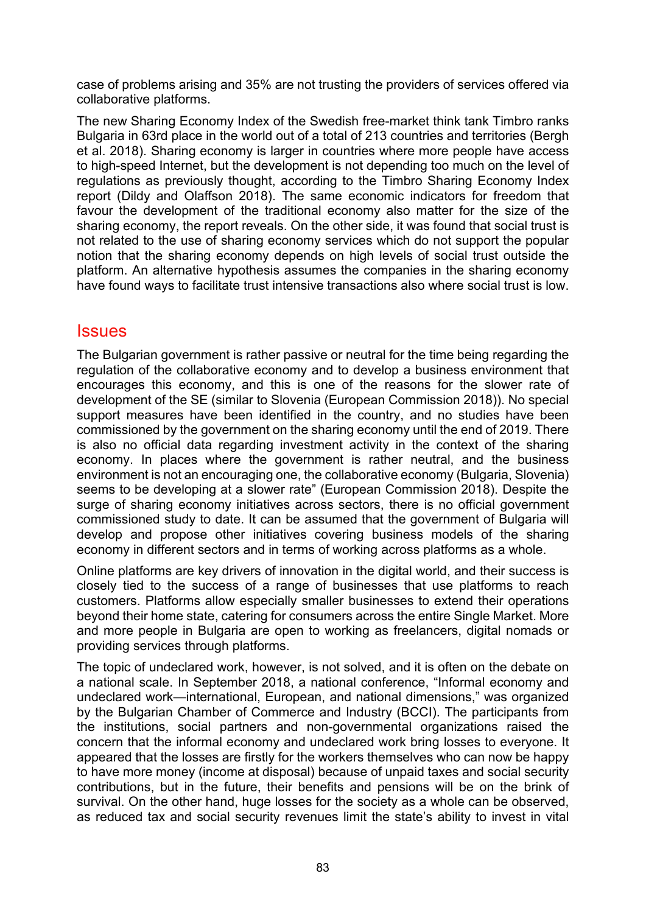case of problems arising and 35% are not trusting the providers of services offered via collaborative platforms.

The new Sharing Economy Index of the Swedish free-market think tank Timbro ranks Bulgaria in 63rd place in the world out of a total of 213 countries and territories (Bergh et al. 2018). Sharing economy is larger in countries where more people have access to high-speed Internet, but the development is not depending too much on the level of regulations as previously thought, according to the Timbro Sharing Economy Index report (Dildy and Olaffson 2018). The same economic indicators for freedom that favour the development of the traditional economy also matter for the size of the sharing economy, the report reveals. On the other side, it was found that social trust is not related to the use of sharing economy services which do not support the popular notion that the sharing economy depends on high levels of social trust outside the platform. An alternative hypothesis assumes the companies in the sharing economy have found ways to facilitate trust intensive transactions also where social trust is low.

## Issues

The Bulgarian government is rather passive or neutral for the time being regarding the regulation of the collaborative economy and to develop a business environment that encourages this economy, and this is one of the reasons for the slower rate of development of the SE (similar to Slovenia (European Commission 2018)). No special support measures have been identified in the country, and no studies have been commissioned by the government on the sharing economy until the end of 2019. There is also no official data regarding investment activity in the context of the sharing economy. In places where the government is rather neutral, and the business environment is not an encouraging one, the collaborative economy (Bulgaria, Slovenia) seems to be developing at a slower rate" (European Commission 2018). Despite the surge of sharing economy initiatives across sectors, there is no official government commissioned study to date. It can be assumed that the government of Bulgaria will develop and propose other initiatives covering business models of the sharing economy in different sectors and in terms of working across platforms as a whole.

Online platforms are key drivers of innovation in the digital world, and their success is closely tied to the success of a range of businesses that use platforms to reach customers. Platforms allow especially smaller businesses to extend their operations beyond their home state, catering for consumers across the entire Single Market. More and more people in Bulgaria are open to working as freelancers, digital nomads or providing services through platforms.

The topic of undeclared work, however, is not solved, and it is often on the debate on a national scale. In September 2018, a national conference, "Informal economy and undeclared work—international, European, and national dimensions," was organized by the Bulgarian Chamber of Commerce and Industry (BCCI). The participants from the institutions, social partners and non-governmental organizations raised the concern that the informal economy and undeclared work bring losses to everyone. It appeared that the losses are firstly for the workers themselves who can now be happy to have more money (income at disposal) because of unpaid taxes and social security contributions, but in the future, their benefits and pensions will be on the brink of survival. On the other hand, huge losses for the society as a whole can be observed, as reduced tax and social security revenues limit the state's ability to invest in vital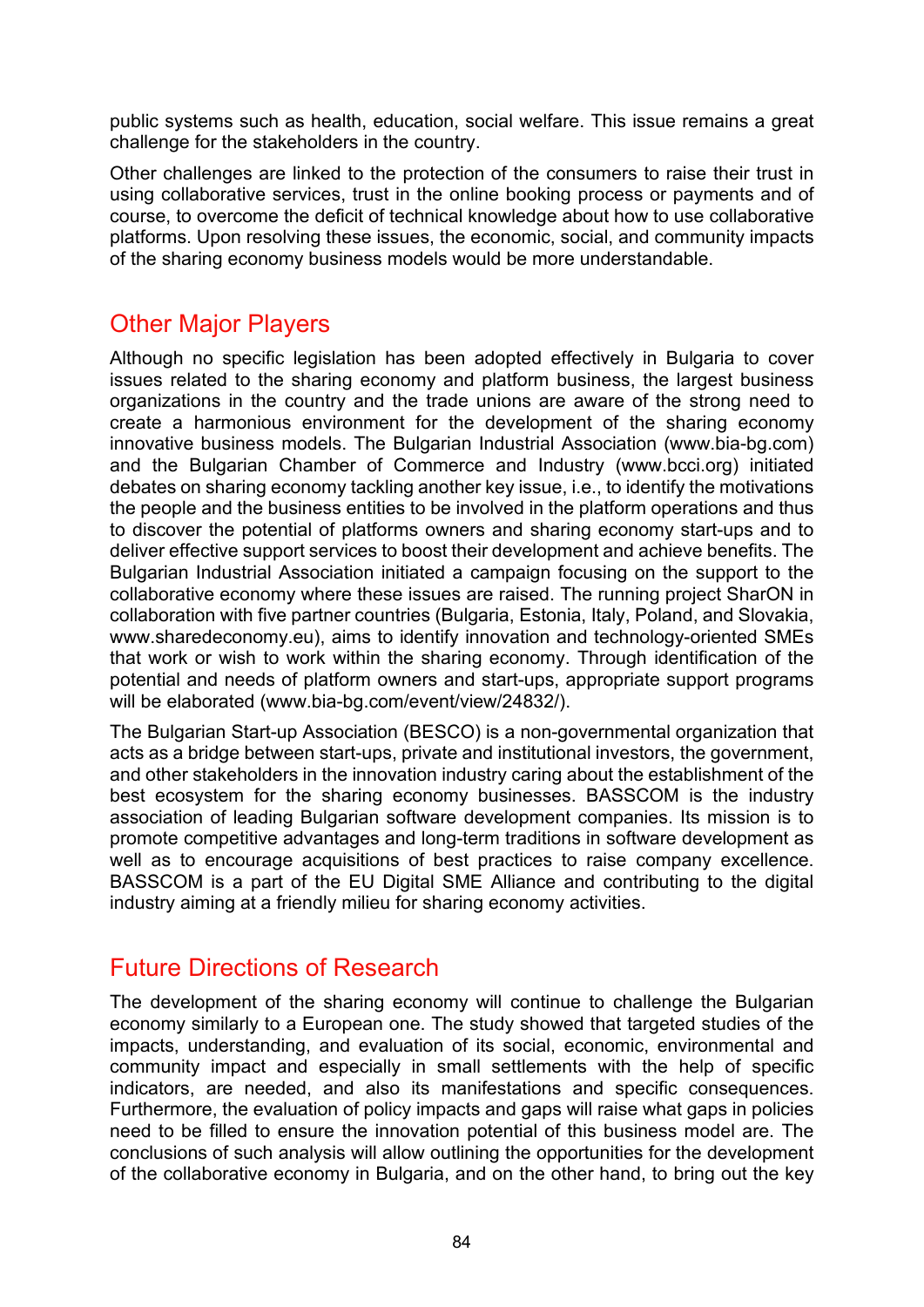public systems such as health, education, social welfare. This issue remains a great challenge for the stakeholders in the country.

Other challenges are linked to the protection of the consumers to raise their trust in using collaborative services, trust in the online booking process or payments and of course, to overcome the deficit of technical knowledge about how to use collaborative platforms. Upon resolving these issues, the economic, social, and community impacts of the sharing economy business models would be more understandable.

## Other Major Players

Although no specific legislation has been adopted effectively in Bulgaria to cover issues related to the sharing economy and platform business, the largest business organizations in the country and the trade unions are aware of the strong need to create a harmonious environment for the development of the sharing economy innovative business models. The Bulgarian Industrial Association (www.bia-bg.com) and the Bulgarian Chamber of Commerce and Industry (www.bcci.org) initiated debates on sharing economy tackling another key issue, i.e., to identify the motivations the people and the business entities to be involved in the platform operations and thus to discover the potential of platforms owners and sharing economy start-ups and to deliver effective support services to boost their development and achieve benefits. The Bulgarian Industrial Association initiated a campaign focusing on the support to the collaborative economy where these issues are raised. The running project SharON in collaboration with five partner countries (Bulgaria, Estonia, Italy, Poland, and Slovakia, www.sharedeconomy.eu), aims to identify innovation and technology-oriented SMEs that work or wish to work within the sharing economy. Through identification of the potential and needs of platform owners and start-ups, appropriate support programs will be elaborated (www.bia-bg.com/event/view/24832/).

The Bulgarian Start-up Association (BESCO) is a non-governmental organization that acts as a bridge between start-ups, private and institutional investors, the government, and other stakeholders in the innovation industry caring about the establishment of the best ecosystem for the sharing economy businesses. BASSCOM is the industry association of leading Bulgarian software development companies. Its mission is to promote competitive advantages and long-term traditions in software development as well as to encourage acquisitions of best practices to raise company excellence. BASSCOM is a part of the EU Digital SME Alliance and contributing to the digital industry aiming at a friendly milieu for sharing economy activities.

## Future Directions of Research

The development of the sharing economy will continue to challenge the Bulgarian economy similarly to a European one. The study showed that targeted studies of the impacts, understanding, and evaluation of its social, economic, environmental and community impact and especially in small settlements with the help of specific indicators, are needed, and also its manifestations and specific consequences. Furthermore, the evaluation of policy impacts and gaps will raise what gaps in policies need to be filled to ensure the innovation potential of this business model are. The conclusions of such analysis will allow outlining the opportunities for the development of the collaborative economy in Bulgaria, and on the other hand, to bring out the key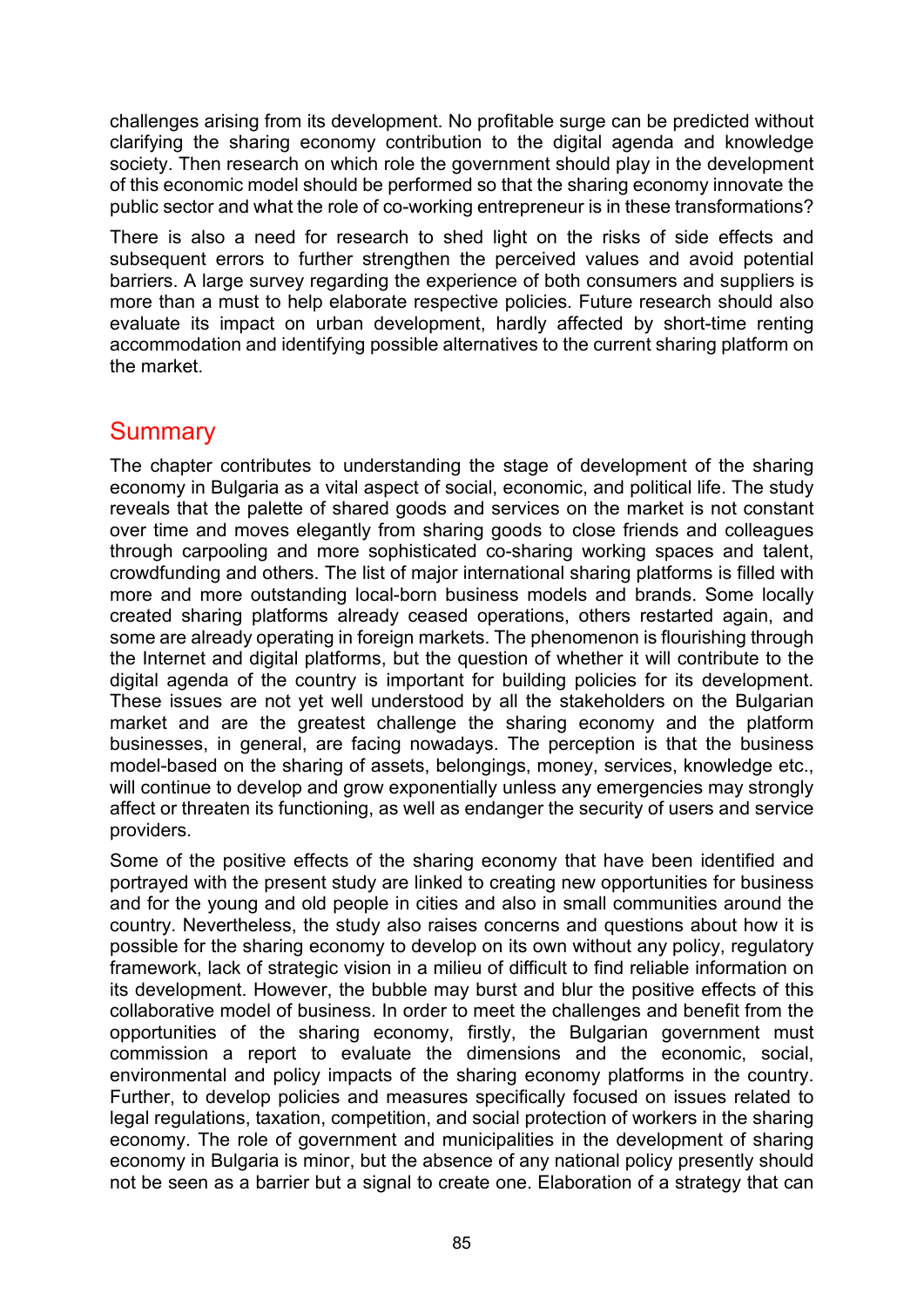challenges arising from its development. No profitable surge can be predicted without clarifying the sharing economy contribution to the digital agenda and knowledge society. Then research on which role the government should play in the development of this economic model should be performed so that the sharing economy innovate the public sector and what the role of co-working entrepreneur is in these transformations?

There is also a need for research to shed light on the risks of side effects and subsequent errors to further strengthen the perceived values and avoid potential barriers. A large survey regarding the experience of both consumers and suppliers is more than a must to help elaborate respective policies. Future research should also evaluate its impact on urban development, hardly affected by short-time renting accommodation and identifying possible alternatives to the current sharing platform on the market.

## Summary

The chapter contributes to understanding the stage of development of the sharing economy in Bulgaria as a vital aspect of social, economic, and political life. The study reveals that the palette of shared goods and services on the market is not constant over time and moves elegantly from sharing goods to close friends and colleagues through carpooling and more sophisticated co-sharing working spaces and talent, crowdfunding and others. The list of major international sharing platforms is filled with more and more outstanding local-born business models and brands. Some locally created sharing platforms already ceased operations, others restarted again, and some are already operating in foreign markets. The phenomenon is flourishing through the Internet and digital platforms, but the question of whether it will contribute to the digital agenda of the country is important for building policies for its development. These issues are not yet well understood by all the stakeholders on the Bulgarian market and are the greatest challenge the sharing economy and the platform businesses, in general, are facing nowadays. The perception is that the business model-based on the sharing of assets, belongings, money, services, knowledge etc., will continue to develop and grow exponentially unless any emergencies may strongly affect or threaten its functioning, as well as endanger the security of users and service providers.

Some of the positive effects of the sharing economy that have been identified and portrayed with the present study are linked to creating new opportunities for business and for the young and old people in cities and also in small communities around the country. Nevertheless, the study also raises concerns and questions about how it is possible for the sharing economy to develop on its own without any policy, regulatory framework, lack of strategic vision in a milieu of difficult to find reliable information on its development. However, the bubble may burst and blur the positive effects of this collaborative model of business. In order to meet the challenges and benefit from the opportunities of the sharing economy, firstly, the Bulgarian government must commission a report to evaluate the dimensions and the economic, social, environmental and policy impacts of the sharing economy platforms in the country. Further, to develop policies and measures specifically focused on issues related to legal regulations, taxation, competition, and social protection of workers in the sharing economy. The role of government and municipalities in the development of sharing economy in Bulgaria is minor, but the absence of any national policy presently should not be seen as a barrier but a signal to create one. Elaboration of a strategy that can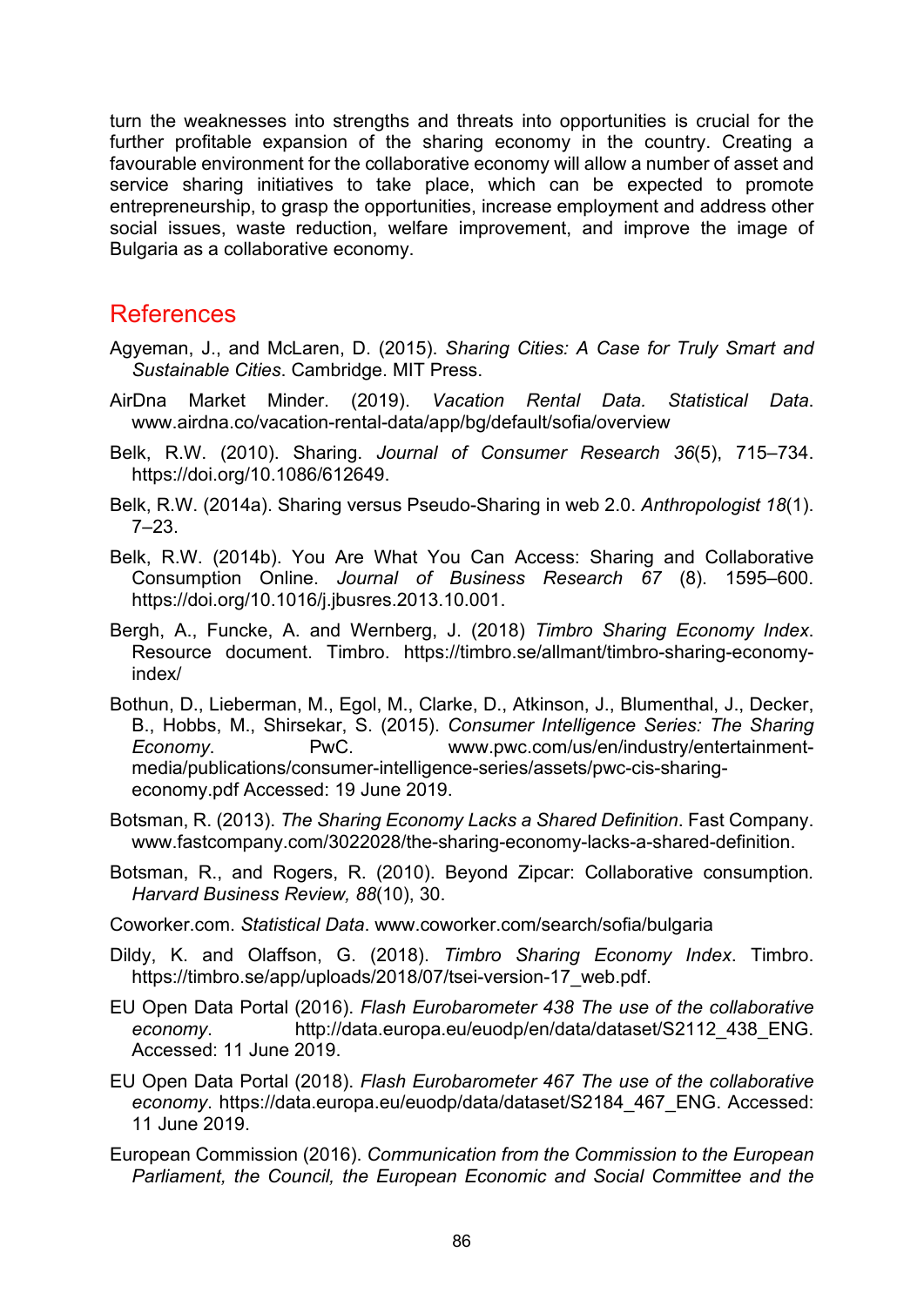turn the weaknesses into strengths and threats into opportunities is crucial for the further profitable expansion of the sharing economy in the country. Creating a favourable environment for the collaborative economy will allow a number of asset and service sharing initiatives to take place, which can be expected to promote entrepreneurship, to grasp the opportunities, increase employment and address other social issues, waste reduction, welfare improvement, and improve the image of Bulgaria as a collaborative economy.

## References

Agyeman, J., and McLaren, D. (2015). *Sharing Cities: A Case for Truly Smart and Sustainable Cities*. Cambridge. MIT Press.

AirDna Market Minder. (2019). *Vacation Rental Data. Statistical Data*. www.airdna.co/vacation-rental-data/app/bg/default/sofia/overview

Belk, R.W. (2010). Sharing. *Journal of Consumer Research 36*(5), 715–734. https://doi.org/10.1086/612649.

Belk, R.W. (2014a). Sharing versus Pseudo-Sharing in web 2.0. *Anthropologist 18*(1). 7–23.

Belk, R.W. (2014b). You Are What You Can Access: Sharing and Collaborative Consumption Online. *Journal of Business Research 67* (8). 1595–600. https://doi.org/10.1016/j.jbusres.2013.10.001.

Bergh, A., Funcke, A. and Wernberg, J. (2018) *Timbro Sharing Economy Index*. Resource document. Timbro. https://timbro.se/allmant/timbro-sharing-economy-index/

Bothun, D., Lieberman, M., Egol, M., Clarke, D., Atkinson, J., Blumenthal, J., Decker, B., Hobbs, M., Shirsekar, S. (2015). *Consumer Intelligence Series: The Sharing Economy*. PwC. www.pwc.com/us/en/industry/entertainment-media/publications/consumer-intelligence-series/assets/pwc-cis-sharing-economy.pdf Accessed: 19 June 2019.

Botsman, R. (2013). *The Sharing Economy Lacks a Shared Definition*. Fast Company. www.fastcompany.com/3022028/the-sharing-economy-lacks-a-shared-definition.

Botsman, R., and Rogers, R. (2010). Beyond Zipcar: Collaborative consumption. *Harvard Business Review, 88*(10), 30.

Coworker.com. *Statistical Data*. www.coworker.com/search/sofia/bulgaria

Dildy, K. and Olaffson, G. (2018). *Timbro Sharing Economy Index*. Timbro. https://timbro.se/app/uploads/2018/07/tsei-version-17_web.pdf.

EU Open Data Portal (2016). *Flash Eurobarometer 438 The use of the collaborative economy*. http://data.europa.eu/euodp/en/data/dataset/S2112_438_ENG. Accessed: 11 June 2019.

EU Open Data Portal (2018). *Flash Eurobarometer 467 The use of the collaborative economy*. https://data.europa.eu/euodp/data/dataset/S2184_467_ENG. Accessed: 11 June 2019.

European Commission (2016). *Communication from the Commission to the European Parliament, the Council, the European Economic and Social Committee and the*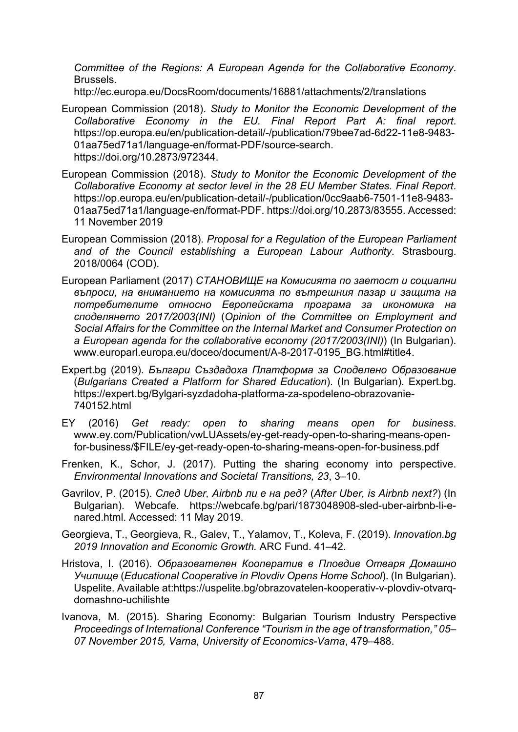*Committee of the Regions: A European Agenda for the Collaborative Economy*. Brussels. http://ec.europa.eu/DocsRoom/documents/16881/attachments/2/translations

European Commission (2018). *Study to Monitor the Economic Development of the Collaborative Economy in the EU. Final Report Part A: final report*. https://op.europa.eu/en/publication-detail/-/publication/79bee7ad-6d22-11e8-9483-01aa75ed71a1/language-en/format-PDF/source-search. https://doi.org/10.2873/972344.

European Commission (2018). *Study to Monitor the Economic Development of the Collaborative Economy at sector level in the 28 EU Member States. Final Report*. https://op.europa.eu/en/publication-detail/-/publication/0cc9aab6-7501-11e8-9483-01aa75ed71a1/language-en/format-PDF. https://doi.org/10.2873/83555. Accessed: 11 November 2019

European Commission (2018). *Proposal for a Regulation of the European Parliament and of the Council establishing a European Labour Authority*. Strasbourg. 2018/0064 (COD).

European Parliament (2017) *СТАНОВИЩЕ на Комисията по заетост и социални въпроси, на вниманието на комисията по вътрешния пазар и защита на потребителите относно Европейската програма за икономика на споделянето 2017/2003(INI)* (*Opinion of the Committee on Employment and Social Affairs for the Committee on the Internal Market and Consumer Protection on a European agenda for the collaborative economy (2017/2003(INI)*) (In Bulgarian). www.europarl.europa.eu/doceo/document/A-8-2017-0195_BG.html#title4.

Expert.bg (2019). *Българи Създадоха Платформа за Споделено Образование* (*Bulgarians Created a Platform for Shared Education*). (In Bulgarian). Expert.bg. https://expert.bg/Bylgari-syzdadoha-platforma-za-spodeleno-obrazovanie-740152.html

EY (2016) *Get ready: open to sharing means open for business*. www.ey.com/Publication/vwLUAssets/ey-get-ready-open-to-sharing-means-open-for-business/$FILE/ey-get-ready-open-to-sharing-means-open-for-business.pdf

Frenken, K., Schor, J. (2017). Putting the sharing economy into perspective. *Environmental Innovations and Societal Transitions, 23*, 3–10.

Gavrilov, P. (2015). *След Uber, Airbnb ли е на ред?* (*After Uber, is Airbnb next?*) (In Bulgarian). Webcafe. https://webcafe.bg/pari/1873048908-sled-uber-airbnb-li-e-nared.html. Accessed: 11 May 2019.

Georgieva, T., Georgieva, R., Galev, T., Yalamov, T., Koleva, F. (2019). *Innovation.bg 2019 Innovation and Economic Growth.* ARC Fund. 41–42.

Hristova, I. (2016). *Образователен Кооператив в Пловдив Отваря Домашно Училище* (*Educational Cooperative in Plovdiv Opens Home School*). (In Bulgarian). Uspelite. Available at:https://uspelite.bg/obrazovatelen-kooperativ-v-plovdiv-otvarq-domashno-uchilishte

Ivanova, M. (2015). Sharing Economy: Bulgarian Tourism Industry Perspective *Proceedings of International Conference "Tourism in the age of transformation," 05–07 November 2015, Varna, University of Economics-Varna*, 479–488.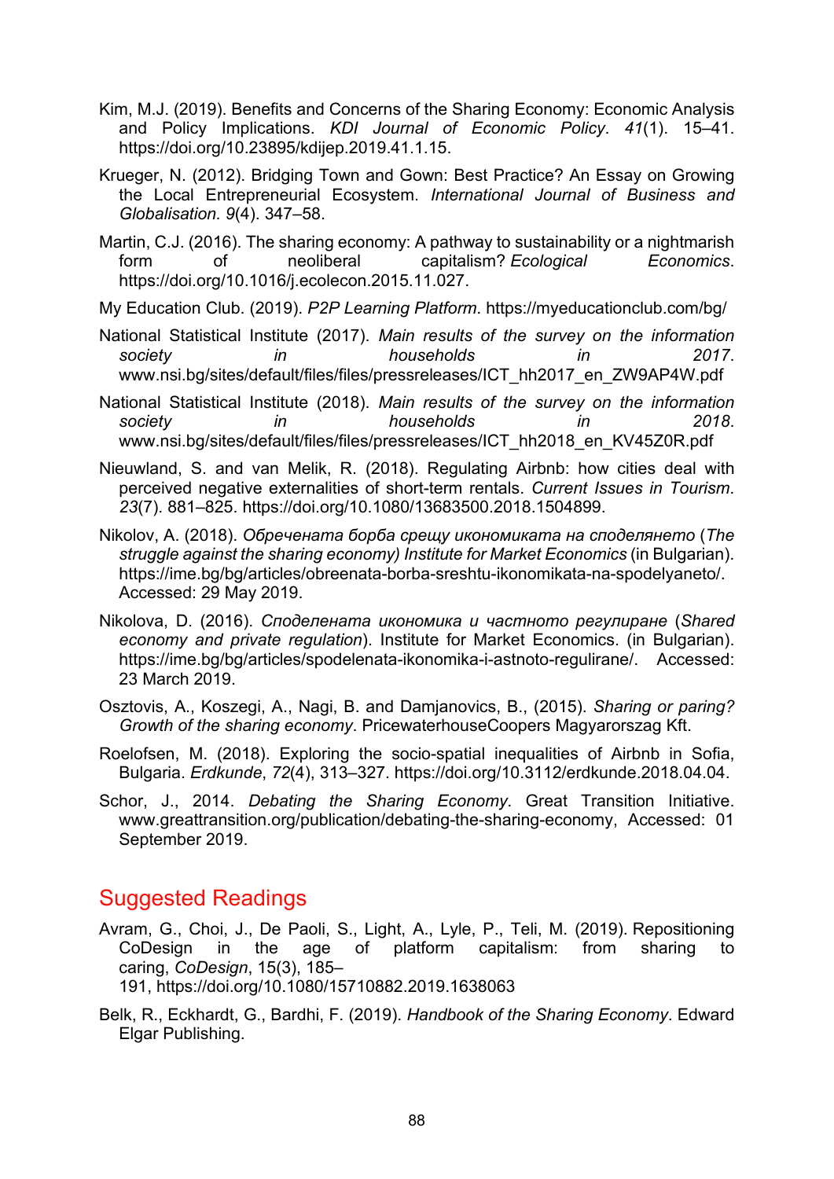Kim, M.J. (2019). Benefits and Concerns of the Sharing Economy: Economic Analysis and Policy Implications. *KDI Journal of Economic Policy*. *41*(1). 15–41. https://doi.org/10.23895/kdijep.2019.41.1.15.

Krueger, N. (2012). Bridging Town and Gown: Best Practice? An Essay on Growing the Local Entrepreneurial Ecosystem. *International Journal of Business and Globalisation. 9*(4). 347–58.

Martin, C.J. (2016). The sharing economy: A pathway to sustainability or a nightmarish form of neoliberal capitalism? *Ecological Economics*. https://doi.org/10.1016/j.ecolecon.2015.11.027.

My Education Club. (2019). *P2P Learning Platform*. https://myeducationclub.com/bg/

National Statistical Institute (2017). *Main results of the survey on the information society in households in 2017*. www.nsi.bg/sites/default/files/files/pressreleases/ICT_hh2017_en_ZW9AP4W.pdf

National Statistical Institute (2018). *Main results of the survey on the information society in households in 2018*. www.nsi.bg/sites/default/files/files/pressreleases/ICT_hh2018_en_KV45Z0R.pdf

Nieuwland, S. and van Melik, R. (2018). Regulating Airbnb: how cities deal with perceived negative externalities of short-term rentals. *Current Issues in Tourism*. *23*(7). 881–825. https://doi.org/10.1080/13683500.2018.1504899.

Nikolov, A. (2018). *Обречената борба срещу икономиката на споделянето* (*The struggle against the sharing economy) Institute for Market Economics* (in Bulgarian). https://ime.bg/bg/articles/obreenata-borba-sreshtu-ikonomikata-na-spodelyaneto/. Accessed: 29 May 2019.

Nikolova, D. (2016). *Споделената икономика и частното регулиране* (*Shared economy and private regulation*). Institute for Market Economics. (in Bulgarian). https://ime.bg/bg/articles/spodelenata-ikonomika-i-astnoto-regulirane/. Accessed: 23 March 2019.

Osztovis, A., Koszegi, A., Nagi, B. and Damjanovics, B., (2015). *Sharing or paring? Growth of the sharing economy*. PricewaterhouseCoopers Magyarorszag Kft.

Roelofsen, M. (2018). Exploring the socio-spatial inequalities of Airbnb in Sofia, Bulgaria. *Erdkunde*, *72*(4), 313–327. https://doi.org/10.3112/erdkunde.2018.04.04.

Schor, J., 2014. *Debating the Sharing Economy*. Great Transition Initiative. www.greattransition.org/publication/debating-the-sharing-economy, Accessed: 01 September 2019.

## Suggested Readings

Avram, G., Choi, J., De Paoli, S., Light, A., Lyle, P., Teli, M. (2019). Repositioning CoDesign in the age of platform capitalism: from sharing to caring, *CoDesign*, 15(3), 185–191, https://doi.org/10.1080/15710882.2019.1638063

Belk, R., Eckhardt, G., Bardhi, F. (2019). *Handbook of the Sharing Economy*. Edward Elgar Publishing.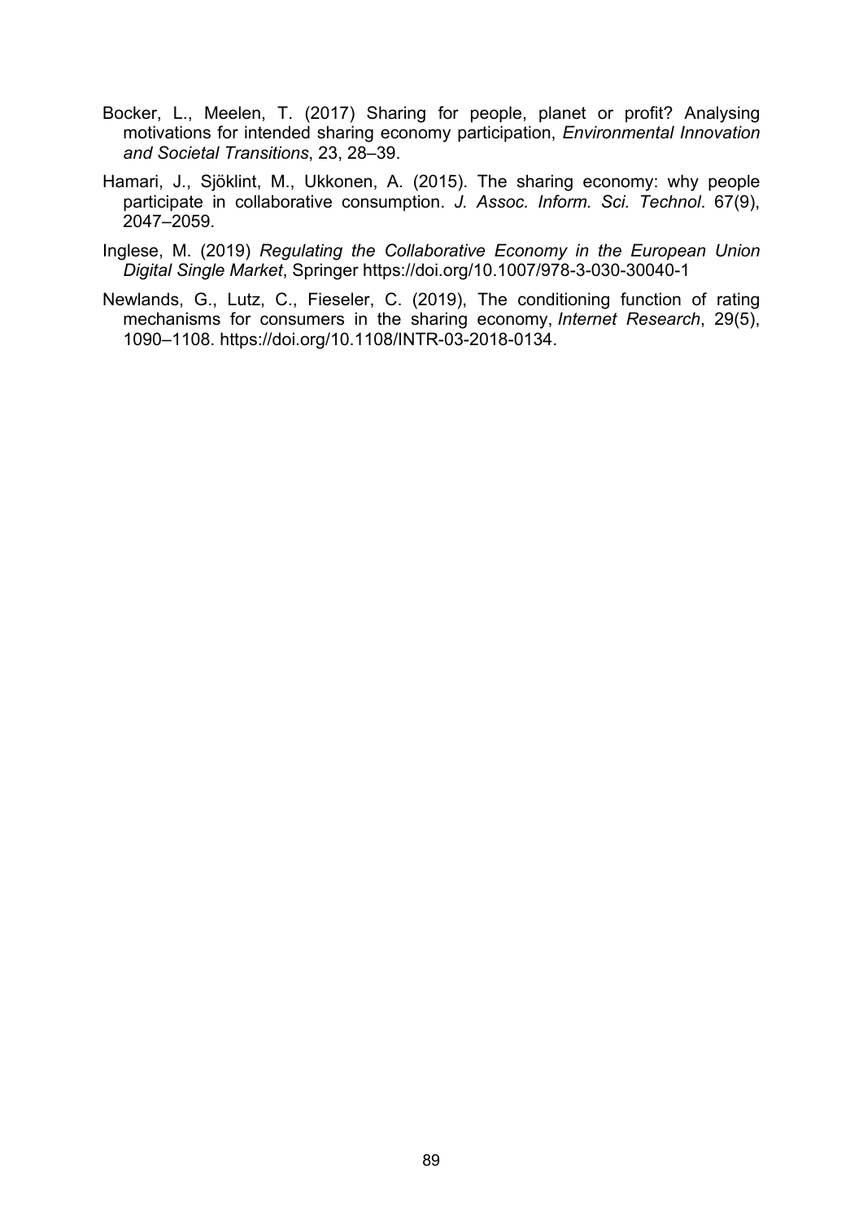Bocker, L., Meelen, T. (2017) Sharing for people, planet or profit? Analysing motivations for intended sharing economy participation, *Environmental Innovation and Societal Transitions*, 23, 28–39.

Hamari, J., Sjöklint, M., Ukkonen, A. (2015). The sharing economy: why people participate in collaborative consumption. *J. Assoc. Inform. Sci. Technol*. 67(9), 2047–2059.

Inglese, M. (2019) *Regulating the Collaborative Economy in the European Union Digital Single Market*, Springer https://doi.org/10.1007/978-3-030-30040-1

Newlands, G., Lutz, C., Fieseler, C. (2019), The conditioning function of rating mechanisms for consumers in the sharing economy, *Internet Research*, 29(5), 1090–1108. https://doi.org/10.1108/INTR-03-2018-0134.